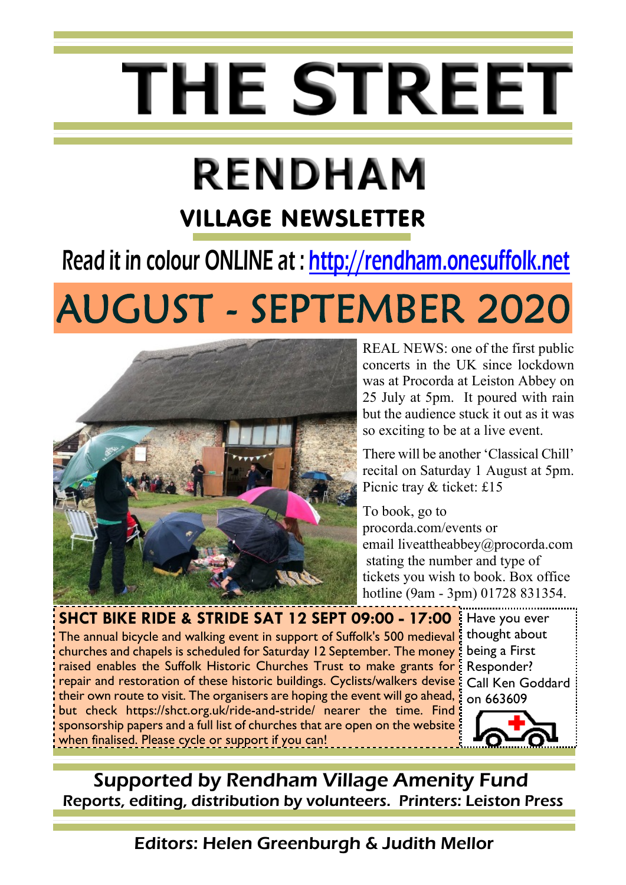# THE STREET

## RENDHAM

### VILLAGE NEWSLETTER

Read it in colour ONLINE at : http://rendham.onesuffolk.net

## AUGUST - SEPTEMBER 2020

REAL NEWS: one of the first public concerts in the UK since lockdown was at Procorda at Leiston Abbey on 25 July at 5pm. It poured with rain but the audience stuck it out as it was so exciting to be at a live event.

There will be another 'Classical Chill' recital on Saturday 1 August at 5pm. Picnic tray & ticket: £15

To book, go to procorda.com/events or email liveattheabbey@procorda.com stating the number and type of tickets you wish to book. Box office hotline (9am - 3pm) 01728 831354.

**SHCT BIKE RIDE & STRIDE SAT 12 SEPT 09:00 - 17:00**

The annual bicycle and walking event in support of Suffolk's 500 medieval churches and chapels is scheduled for Saturday 12 September. The money raised enables the Suffolk Historic Churches Trust to make grants for repair and restoration of these historic buildings. Cyclists/walkers devise their own route to visit. The organisers are hoping the event will go ahead, but check https://shct.org.uk/ride-and-stride/ nearer the time. Find sponsorship papers and a full list of churches that are open on the website when finalised. Please cycle or support if you can!

Have you ever thought about being a First Responder? Call Ken Goddard on 663609

Supported by Rendham Village Amenity Fund

*Reports, editing, distribution by volunteers. Printers: Leiston Press*

Editors: Helen Greenburgh & Judith Mellor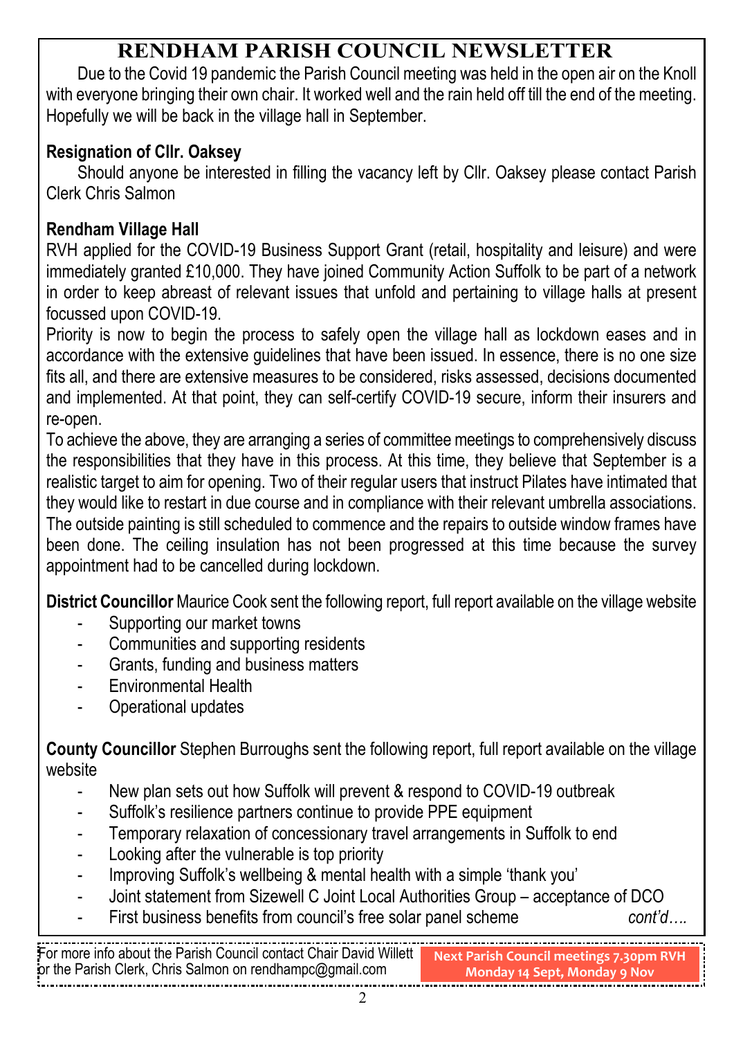# RENDHAM PARISH COUNCIL NEWSLETTER

Due to the Covid 19 pandemic the Parish Council meeting was held in the open air on the Knoll with everyone bringing their own chair. It worked well and the rain held off till the end of the meeting. Hopefully we will be back in the village hall in September.

**Resignation of Cllr. Oaksey**

Should anyone be interested in filling the vacancy left by Cllr. Oaksey please contact Parish Clerk Chris Salmon

**Rendham Village Hall**

RVH applied for the COVID-19 Business Support Grant (retail, hospitality and leisure) and were immediately granted £10,000. They have joined Community Action Suffolk to be part of a network in order to keep abreast of relevant issues that unfold and pertaining to village halls at present focussed upon COVID-19.

Priority is now to begin the process to safely open the village hall as lockdown eases and in accordance with the extensive guidelines that have been issued. In essence, there is no one size fits all, and there are extensive measures to be considered, risks assessed, decisions documented and implemented. At that point, they can self-certify COVID-19 secure, inform their insurers and re-open.

To achieve the above, they are arranging a series of committee meetings to comprehensively discuss the responsibilities that they have in this process. At this time, they believe that September is a realistic target to aim for opening. Two of their regular users that instruct Pilates have intimated that they would like to restart in due course and in compliance with their relevant umbrella associations. The outside painting is still scheduled to commence and the repairs to outside window frames have been done. The ceiling insulation has not been progressed at this time because the survey appointment had to be cancelled during lockdown.

**District Councillor** Maurice Cook sent the following report, full report available on the village website

- Supporting our market towns
- Communities and supporting residents
- Grants, funding and business matters
- Environmental Health
- Operational updates

**County Councillor** Stephen Burroughs sent the following report, full report available on the village website

- New plan sets out how Suffolk will prevent & respond to COVID-19 outbreak
- Suffolk's resilience partners continue to provide PPE equipment
- Temporary relaxation of concessionary travel arrangements in Suffolk to end
- Looking after the vulnerable is top priority
- Improving Suffolk's wellbeing & mental health with a simple 'thank you'
- Joint statement from Sizewell C Joint Local Authorities Group – acceptance of DCO
- First business benefits from council's free solar panel scheme *cont'd….*

For more info about the Parish Council contact Chair David Willett or the Parish Clerk, Chris Salmon on rendhampc@gmail.com

**Next Parish Council meetings 7.30pm RVH Monday 14 Sept, Monday 9 Nov**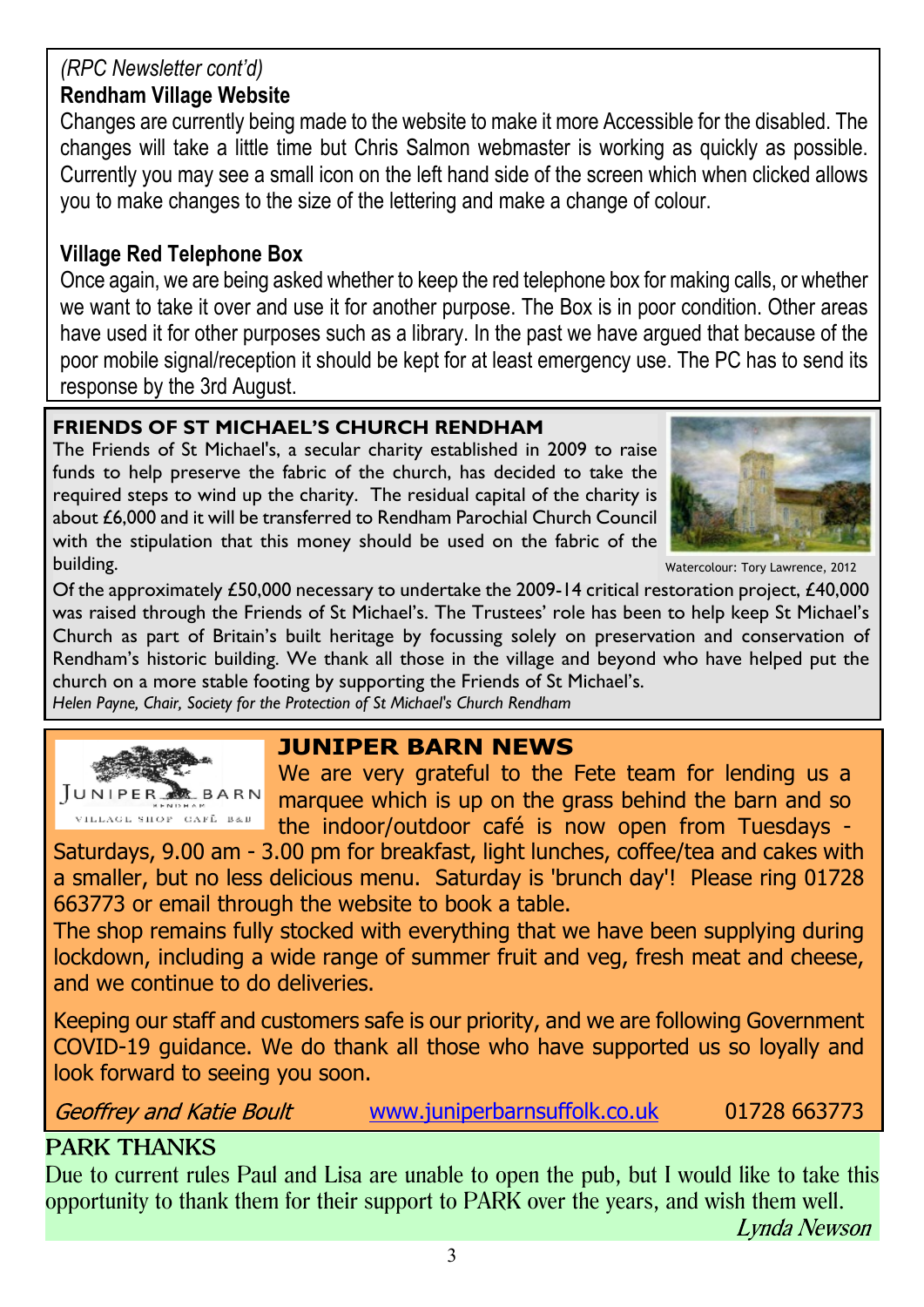*(RPC Newsletter cont'd)*

## Rendham Village Website

Changes are currently being made to the website to make it more Accessible for the disabled. The changes will take a little time but Chris Salmon webmaster is working as quickly as possible. Currently you may see a small icon on the left hand side of the screen which when clicked allows you to make changes to the size of the lettering and make a change of colour.

## Village Red Telephone Box

Once again, we are being asked whether to keep the red telephone box for making calls, or whether we want to take it over and use it for another purpose. The Box is in poor condition. Other areas have used it for other purposes such as a library. In the past we have argued that because of the poor mobile signal/reception it should be kept for at least emergency use. The PC has to send its response by the 3rd August.

## FRIENDS OF ST MICHAEL'S CHURCH RENDHAM

The Friends of St Michael's, a secular charity established in 2009 to raise funds to help preserve the fabric of the church, has decided to take the required steps to wind up the charity. The residual capital of the charity is about £6,000 and it will be transferred to Rendham Parochial Church Council with the stipulation that this money should be used on the fabric of the building.

Watercolour: Tory Lawrence, 2012

Of the approximately £50,000 necessary to undertake the 2009-14 critical restoration project, £40,000 was raised through the Friends of St Michael's. The Trustees' role has been to help keep St Michael's Church as part of Britain's built heritage by focussing solely on preservation and conservation of Rendham's historic building. We thank all those in the village and beyond who have helped put the church on a more stable footing by supporting the Friends of St Michael's.

*Helen Payne, Chair, Society for the Protection of St Michael's Church Rendham*

## JUNIPER BARN NEWS

We are very grateful to the Fete team for lending us a marquee which is up on the grass behind the barn and so the indoor/outdoor café is now open from Tuesdays - Saturdays, 9.00 am - 3.00 pm for breakfast, light lunches, coffee/tea and cakes with a smaller, but no less delicious menu. Saturday is 'brunch day'! Please ring 01728 663773 or email through the website to book a table.

The shop remains fully stocked with everything that we have been supplying during lockdown, including a wide range of summer fruit and veg, fresh meat and cheese, and we continue to do deliveries.

Keeping our staff and customers safe is our priority, and we are following Government COVID-19 guidance. We do thank all those who have supported us so loyally and look forward to seeing you soon.

*Geoffrey and Katie Boult* www.juniperbarnsuffolk.co.uk 01728 663773

## PARK THANKS

Due to current rules Paul and Lisa are unable to open the pub, but I would like to take this opportunity to thank them for their support to PARK over the years, and wish them well.

*Lynda Newson*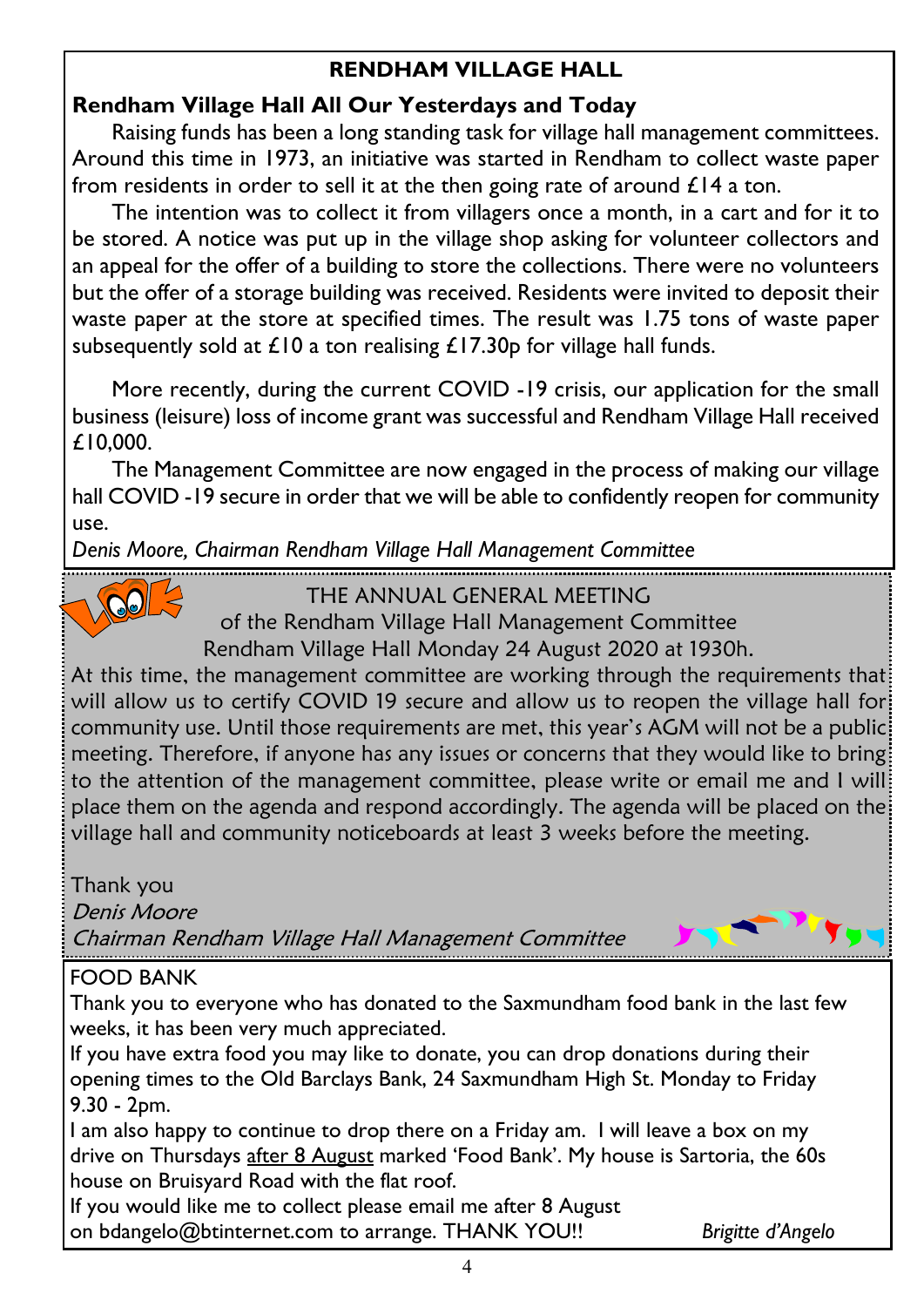## RENDHAM VILLAGE HALL

### Rendham Village Hall All Our Yesterdays and Today

Raising funds has been a long standing task for village hall management committees. Around this time in 1973, an initiative was started in Rendham to collect waste paper from residents in order to sell it at the then going rate of around £14 a ton.

The intention was to collect it from villagers once a month, in a cart and for it to be stored. A notice was put up in the village shop asking for volunteer collectors and an appeal for the offer of a building to store the collections. There were no volunteers but the offer of a storage building was received. Residents were invited to deposit their waste paper at the store at specified times. The result was 1.75 tons of waste paper subsequently sold at £10 a ton realising £17.30p for village hall funds.

More recently, during the current COVID -19 crisis, our application for the small business (leisure) loss of income grant was successful and Rendham Village Hall received £10,000.

The Management Committee are now engaged in the process of making our village hall COVID -19 secure in order that we will be able to confidently reopen for community use.

*Denis Moore, Chairman Rendham Village Hall Management Committee*

---

THE ANNUAL GENERAL MEETING
of the Rendham Village Hall Management Committee
Rendham Village Hall Monday 24 August 2020 at 1930h.

At this time, the management committee are working through the requirements that will allow us to certify COVID 19 secure and allow us to reopen the village hall for community use. Until those requirements are met, this year's AGM will not be a public meeting. Therefore, if anyone has any issues or concerns that they would like to bring to the attention of the management committee, please write or email me and I will place them on the agenda and respond accordingly. The agenda will be placed on the village hall and community noticeboards at least 3 weeks before the meeting.

Thank you
*Denis Moore*
*Chairman Rendham Village Hall Management Committee*

---

FOOD BANK

Thank you to everyone who has donated to the Saxmundham food bank in the last few weeks, it has been very much appreciated.

If you have extra food you may like to donate, you can drop donations during their opening times to the Old Barclays Bank, 24 Saxmundham High St. Monday to Friday 9.30 - 2pm.

I am also happy to continue to drop there on a Friday am. I will leave a box on my drive on Thursdays after 8 August marked 'Food Bank'. My house is Sartoria, the 60s house on Bruisyard Road with the flat roof.

If you would like me to collect please email me after 8 August on bdangelo@btinternet.com to arrange. THANK YOU!! *Brigitte d'Angelo*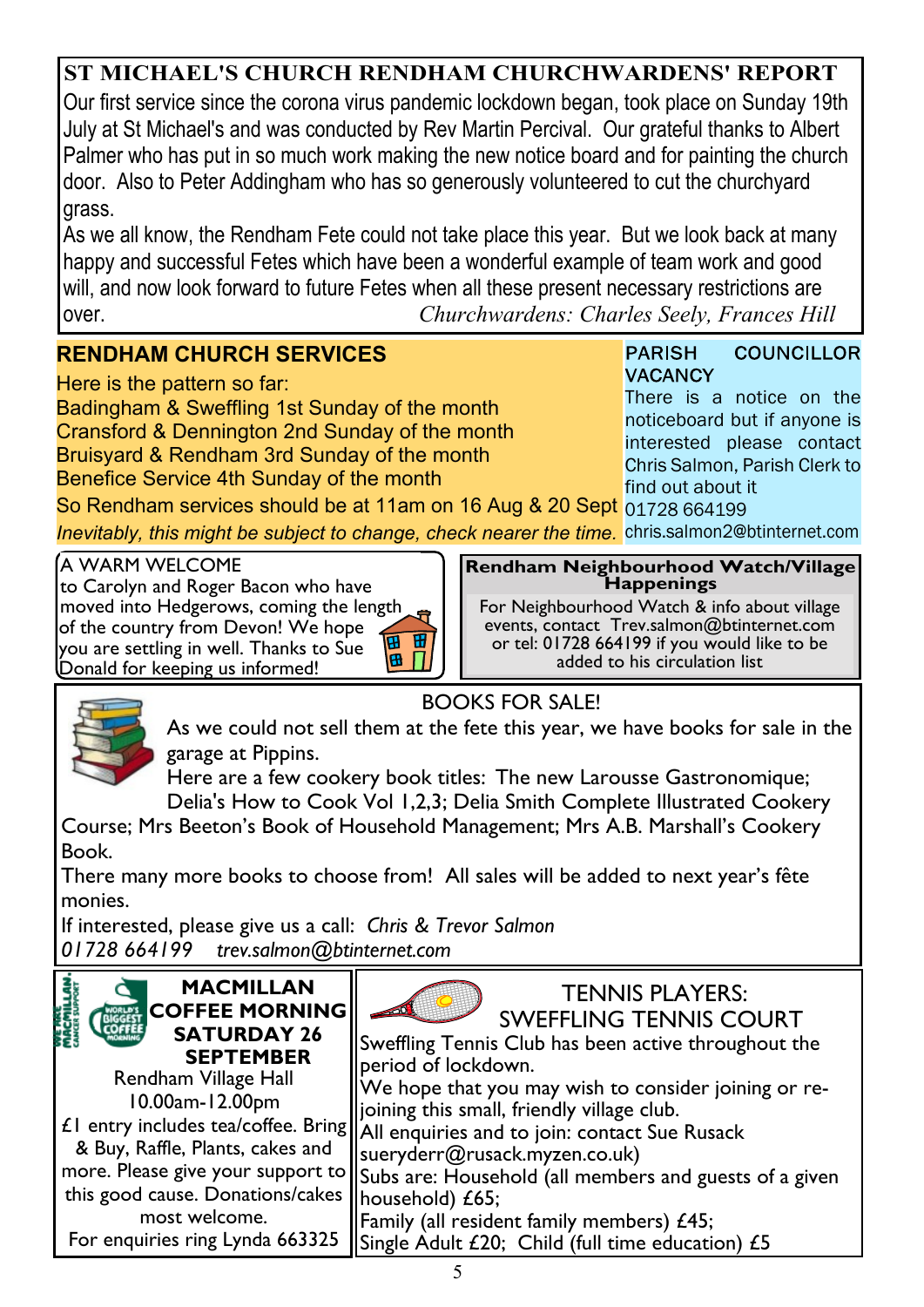## ST MICHAEL'S CHURCH RENDHAM CHURCHWARDENS' REPORT

Our first service since the corona virus pandemic lockdown began, took place on Sunday 19th July at St Michael's and was conducted by Rev Martin Percival. Our grateful thanks to Albert Palmer who has put in so much work making the new notice board and for painting the church door. Also to Peter Addingham who has so generously volunteered to cut the churchyard grass.

As we all know, the Rendham Fete could not take place this year. But we look back at many happy and successful Fetes which have been a wonderful example of team work and good will, and now look forward to future Fetes when all these present necessary restrictions are over.

*Churchwardens: Charles Seely, Frances Hill*

## RENDHAM CHURCH SERVICES

Here is the pattern so far:

Badingham & Sweffling 1st Sunday of the month
Cransford & Dennington 2nd Sunday of the month
Bruisyard & Rendham 3rd Sunday of the month
Benefice Service 4th Sunday of the month

So Rendham services should be at 11am on 16 Aug & 20 Sept

*Inevitably, this might be subject to change, check nearer the time.*

## PARISH COUNCILLOR VACANCY

There is a notice on the noticeboard but if anyone is interested please contact Chris Salmon, Parish Clerk to find out about it
01728 664199
chris.salmon2@btinternet.com

## A WARM WELCOME

to Carolyn and Roger Bacon who have moved into Hedgerows, coming the length of the country from Devon! We hope you are settling in well. Thanks to Sue Donald for keeping us informed!

## Rendham Neighbourhood Watch/Village Happenings

For Neighbourhood Watch & info about village events, contact Trev.salmon@btinternet.com or tel: 01728 664199 if you would like to be added to his circulation list

## BOOKS FOR SALE!

As we could not sell them at the fete this year, we have books for sale in the garage at Pippins.

Here are a few cookery book titles: The new Larousse Gastronomique; Delia's How to Cook Vol 1,2,3; Delia Smith Complete Illustrated Cookery Course; Mrs Beeton's Book of Household Management; Mrs A.B. Marshall's Cookery Book.

There many more books to choose from! All sales will be added to next year's fête monies.

If interested, please give us a call: *Chris & Trevor Salmon*
*01728 664199 trev.salmon@btinternet.com*

## MACMILLAN COFFEE MORNING SATURDAY 26 SEPTEMBER

Rendham Village Hall
10.00am-12.00pm

£1 entry includes tea/coffee. Bring & Buy, Raffle, Plants, cakes and more. Please give your support to this good cause. Donations/cakes most welcome.

For enquiries ring Lynda 663325

## TENNIS PLAYERS: SWEFFLING TENNIS COURT

Sweffling Tennis Club has been active throughout the period of lockdown.

We hope that you may wish to consider joining or re-joining this small, friendly village club.

All enquiries and to join: contact Sue Rusack sueryderr@rusack.myzen.co.uk)

Subs are: Household (all members and guests of a given household) £65;
Family (all resident family members) £45;
Single Adult £20; Child (full time education) £5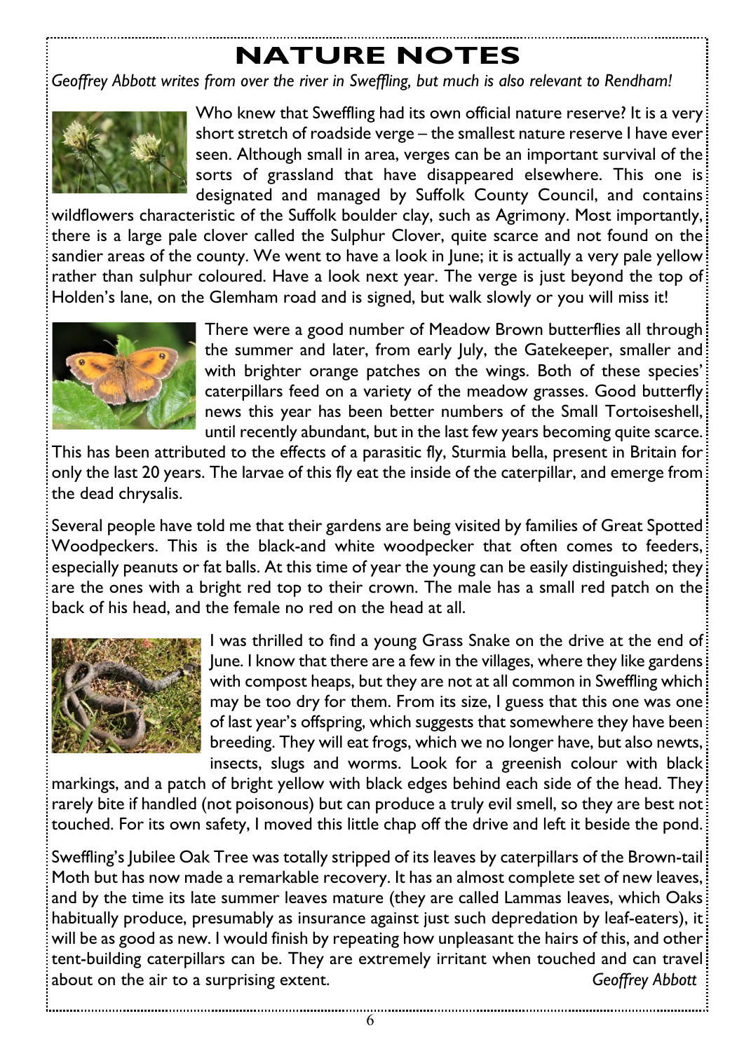# NATURE NOTES

*Geoffrey Abbott writes from over the river in Sweffling, but much is also relevant to Rendham!*

Who knew that Sweffling had its own official nature reserve? It is a very short stretch of roadside verge – the smallest nature reserve I have ever seen. Although small in area, verges can be an important survival of the sorts of grassland that have disappeared elsewhere. This one is designated and managed by Suffolk County Council, and contains wildflowers characteristic of the Suffolk boulder clay, such as Agrimony. Most importantly, there is a large pale clover called the Sulphur Clover, quite scarce and not found on the sandier areas of the county. We went to have a look in June; it is actually a very pale yellow rather than sulphur coloured. Have a look next year. The verge is just beyond the top of Holden's lane, on the Glemham road and is signed, but walk slowly or you will miss it!

There were a good number of Meadow Brown butterflies all through the summer and later, from early July, the Gatekeeper, smaller and with brighter orange patches on the wings. Both of these species' caterpillars feed on a variety of the meadow grasses. Good butterfly news this year has been better numbers of the Small Tortoiseshell, until recently abundant, but in the last few years becoming quite scarce. This has been attributed to the effects of a parasitic fly, Sturmia bella, present in Britain for only the last 20 years. The larvae of this fly eat the inside of the caterpillar, and emerge from the dead chrysalis.

Several people have told me that their gardens are being visited by families of Great Spotted Woodpeckers. This is the black-and white woodpecker that often comes to feeders, especially peanuts or fat balls. At this time of year the young can be easily distinguished; they are the ones with a bright red top to their crown. The male has a small red patch on the back of his head, and the female no red on the head at all.

I was thrilled to find a young Grass Snake on the drive at the end of June. I know that there are a few in the villages, where they like gardens with compost heaps, but they are not at all common in Sweffling which may be too dry for them. From its size, I guess that this one was one of last year's offspring, which suggests that somewhere they have been breeding. They will eat frogs, which we no longer have, but also newts, insects, slugs and worms. Look for a greenish colour with black markings, and a patch of bright yellow with black edges behind each side of the head. They rarely bite if handled (not poisonous) but can produce a truly evil smell, so they are best not touched. For its own safety, I moved this little chap off the drive and left it beside the pond.

Sweffling's Jubilee Oak Tree was totally stripped of its leaves by caterpillars of the Brown-tail Moth but has now made a remarkable recovery. It has an almost complete set of new leaves, and by the time its late summer leaves mature (they are called Lammas leaves, which Oaks habitually produce, presumably as insurance against just such depredation by leaf-eaters), it will be as good as new. I would finish by repeating how unpleasant the hairs of this, and other tent-building caterpillars can be. They are extremely irritant when touched and can travel about on the air to a surprising extent. *Geoffrey Abbott*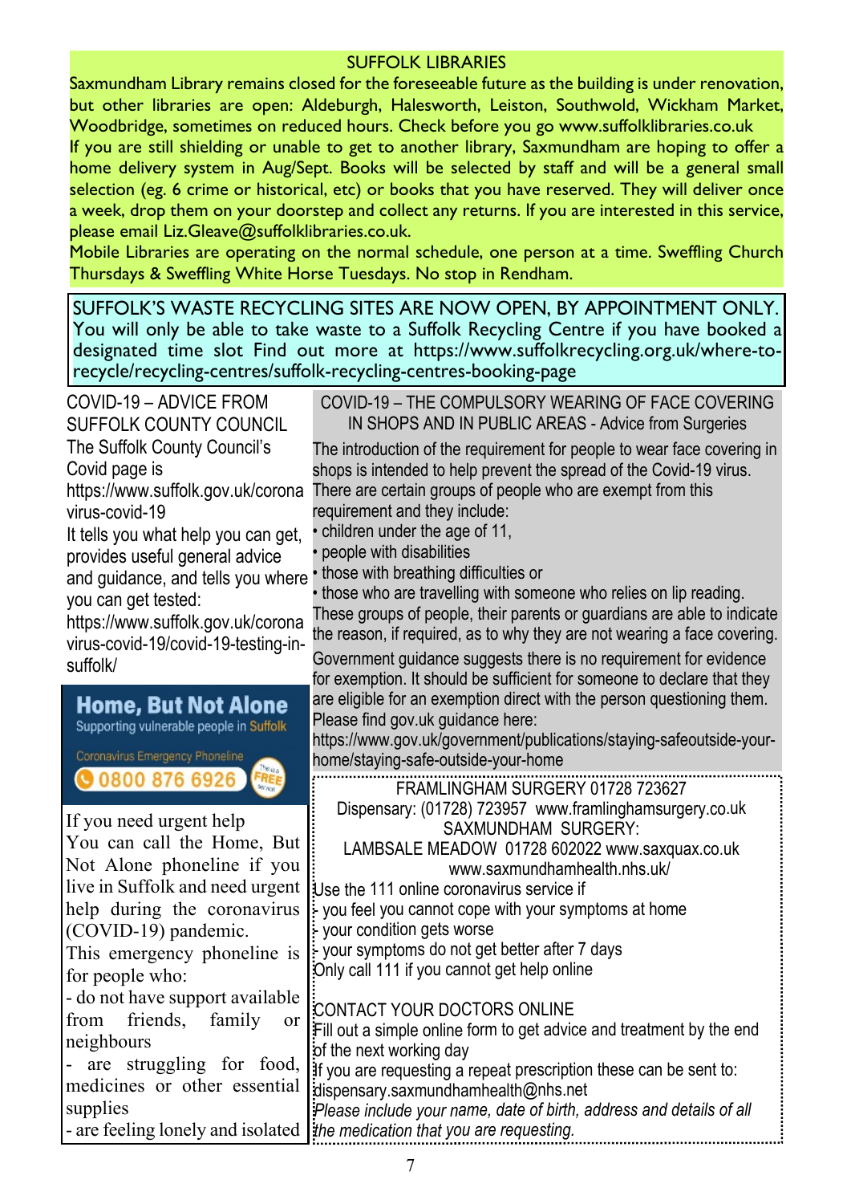## SUFFOLK LIBRARIES

Saxmundham Library remains closed for the foreseeable future as the building is under renovation, but other libraries are open: Aldeburgh, Halesworth, Leiston, Southwold, Wickham Market, Woodbridge, sometimes on reduced hours. Check before you go www.suffolklibraries.co.uk

If you are still shielding or unable to get to another library, Saxmundham are hoping to offer a home delivery system in Aug/Sept. Books will be selected by staff and will be a general small selection (eg. 6 crime or historical, etc) or books that you have reserved. They will deliver once a week, drop them on your doorstep and collect any returns. If you are interested in this service, please email Liz.Gleave@suffolklibraries.co.uk.

Mobile Libraries are operating on the normal schedule, one person at a time. Sweffling Church Thursdays & Sweffling White Horse Tuesdays. No stop in Rendham.

## SUFFOLK'S WASTE RECYCLING SITES ARE NOW OPEN, BY APPOINTMENT ONLY.

You will only be able to take waste to a Suffolk Recycling Centre if you have booked a designated time slot Find out more at https://www.suffolkrecycling.org.uk/where-to-recycle/recycling-centres/suffolk-recycling-centres-booking-page

## COVID-19 – ADVICE FROM SUFFOLK COUNTY COUNCIL

The Suffolk County Council's Covid page is https://www.suffolk.gov.uk/coronavirus-covid-19

It tells you what help you can get, provides useful general advice and guidance, and tells you where you can get tested: https://www.suffolk.gov.uk/coronavirus-covid-19/covid-19-testing-in-suffolk/

## Home, But Not Alone

Supporting vulnerable people in Suffolk

Coronavirus Emergency Phoneline

0800 876 6926 (This is a FREE service)

If you need urgent help

You can call the Home, But Not Alone phoneline if you live in Suffolk and need urgent help during the coronavirus (COVID-19) pandemic.

This emergency phoneline is for people who:

- do not have support available from friends, family or neighbours
- are struggling for food, medicines or other essential supplies
- are feeling lonely and isolated

## COVID-19 – THE COMPULSORY WEARING OF FACE COVERING IN SHOPS AND IN PUBLIC AREAS - Advice from Surgeries

The introduction of the requirement for people to wear face covering in shops is intended to help prevent the spread of the Covid-19 virus. There are certain groups of people who are exempt from this requirement and they include:

- children under the age of 11,
- people with disabilities
- those with breathing difficulties or
- those who are travelling with someone who relies on lip reading.

These groups of people, their parents or guardians are able to indicate the reason, if required, as to why they are not wearing a face covering.

Government guidance suggests there is no requirement for evidence for exemption. It should be sufficient for someone to declare that they are eligible for an exemption direct with the person questioning them.

Please find gov.uk guidance here:
https://www.gov.uk/government/publications/staying-safeoutside-your-home/staying-safe-outside-your-home

FRAMLINGHAM SURGERY 01728 723627
Dispensary: (01728) 723957 www.framlinghamsurgery.co.uk
SAXMUNDHAM SURGERY:
LAMBSALE MEADOW 01728 602022 www.saxquax.co.uk
www.saxmundhamhealth.nhs.uk/

Use the 111 online coronavirus service if

- you feel you cannot cope with your symptoms at home
- your condition gets worse
- your symptoms do not get better after 7 days

Only call 111 if you cannot get help online

CONTACT YOUR DOCTORS ONLINE

Fill out a simple online form to get advice and treatment by the end of the next working day

If you are requesting a repeat prescription these can be sent to: dispensary.saxmundhamhealth@nhs.net

*Please include your name, date of birth, address and details of all the medication that you are requesting.*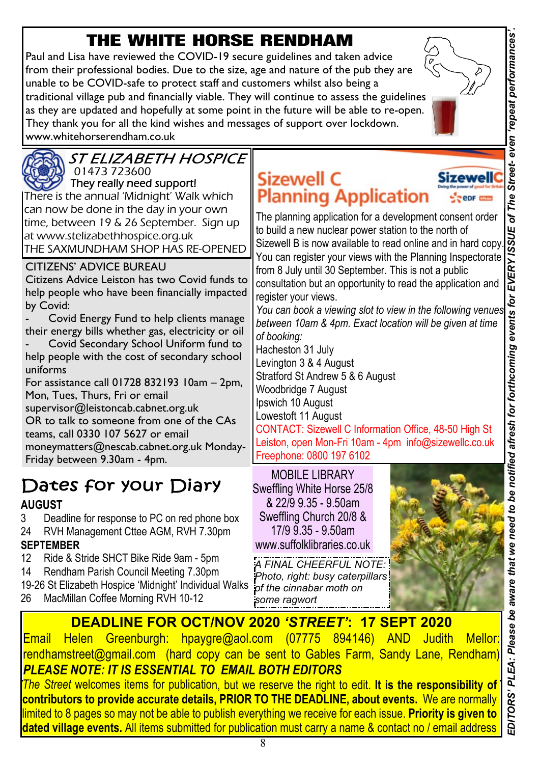# THE WHITE HORSE RENDHAM

Paul and Lisa have reviewed the COVID-19 secure guidelines and taken advice from their professional bodies. Due to the size, age and nature of the pub they are unable to be COVID-safe to protect staff and customers whilst also being a traditional village pub and financially viable. They will continue to assess the guidelines as they are updated and hopefully at some point in the future will be able to re-open. They thank you for all the kind wishes and messages of support over lockdown.
www.whitehorserendham.co.uk

## ST ELIZABETH HOSPICE

01473 723600

They really need support!

There is the annual 'Midnight' Walk which can now be done in the day in your own time, between 19 & 26 September. Sign up at www.stelizabethhospice.org.uk

THE SAXMUNDHAM SHOP HAS RE-OPENED

## CITIZENS' ADVICE BUREAU

Citizens Advice Leiston has two Covid funds to help people who have been financially impacted by Covid:

- Covid Energy Fund to help clients manage their energy bills whether gas, electricity or oil
- Covid Secondary School Uniform fund to help people with the cost of secondary school uniforms

For assistance call 01728 832193 10am – 2pm, Mon, Tues, Thurs, Fri or email supervisor@leistoncab.cabnet.org.uk
OR to talk to someone from one of the CAs teams, call 0330 107 5627 or email moneymatters@nescab.cabnet.org.uk Monday-Friday between 9.30am - 4pm.

## Sizewell C Planning Application

The planning application for a development consent order to build a new nuclear power station to the north of Sizewell B is now available to read online and in hard copy. You can register your views with the Planning Inspectorate from 8 July until 30 September. This is not a public consultation but an opportunity to read the application and register your views.

*You can book a viewing slot to view in the following venues between 10am & 4pm. Exact location will be given at time of booking:*

Hacheston 31 July
Levington 3 & 4 August
Stratford St Andrew 5 & 6 August
Woodbridge 7 August
Ipswich 10 August
Lowestoft 11 August

CONTACT: Sizewell C Information Office, 48-50 High St Leiston, open Mon-Fri 10am - 4pm info@sizewellc.co.uk Freephone: 0800 197 6102

## Dates for your Diary

**AUGUST**

3 Deadline for response to PC on red phone box
24 RVH Management Cttee AGM, RVH 7.30pm

**SEPTEMBER**

12 Ride & Stride SHCT Bike Ride 9am - 5pm
14 Rendham Parish Council Meeting 7.30pm
19-26 St Elizabeth Hospice 'Midnight' Individual Walks
26 MacMillan Coffee Morning RVH 10-12

MOBILE LIBRARY
Swefling White Horse 25/8 & 22/9 9.35 - 9.50am
Swefling Church 20/8 & 17/9 9.35 - 9.50am
www.suffolklibraries.co.uk

*A FINAL CHEERFUL NOTE: Photo, right: busy caterpillars of the cinnabar moth on some ragwort*

## DEADLINE FOR OCT/NOV 2020 *'STREET'*: 17 SEPT 2020

Email Helen Greenburgh: hpaygre@aol.com (07775 894146) AND Judith Mellor: rendhamstreet@gmail.com (hard copy can be sent to Gables Farm, Sandy Lane, Rendham)

***PLEASE NOTE: IT IS ESSENTIAL TO EMAIL BOTH EDITORS***

*The Street* welcomes items for publication, but we reserve the right to edit. **It is the responsibility of contributors to provide accurate details, PRIOR TO THE DEADLINE, about events.** We are normally limited to 8 pages so may not be able to publish everything we receive for each issue. **Priority is given to dated village events.** All items submitted for publication must carry a name & contact no / email address

***EDITORS' PLEA: Please be aware that we need to be notified afresh for forthcoming events for EVERY ISSUE of The Street- even 'repeat performances'.***